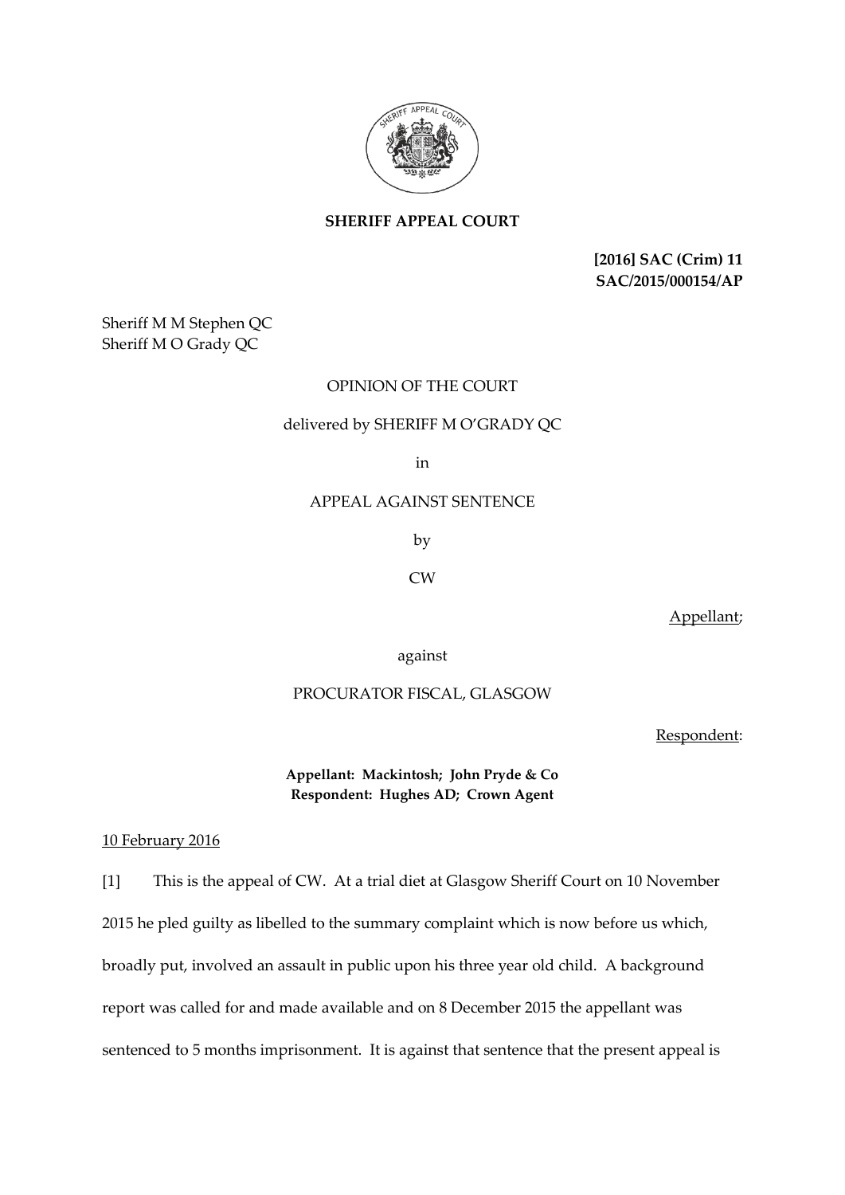**SHERIFF APPEAL COURT**

**[2016] SAC (Crim) 11**
**SAC/2015/000154/AP**

Sheriff M M Stephen QC
Sheriff M O Grady QC

OPINION OF THE COURT

delivered by SHERIFF M O'GRADY QC

in

APPEAL AGAINST SENTENCE

by

CW

Appellant;

against

PROCURATOR FISCAL, GLASGOW

Respondent:

**Appellant: Mackintosh; John Pryde & Co**
**Respondent: Hughes AD; Crown Agent**

10 February 2016

[1] This is the appeal of CW. At a trial diet at Glasgow Sheriff Court on 10 November 2015 he pled guilty as libelled to the summary complaint which is now before us which, broadly put, involved an assault in public upon his three year old child. A background report was called for and made available and on 8 December 2015 the appellant was sentenced to 5 months imprisonment. It is against that sentence that the present appeal is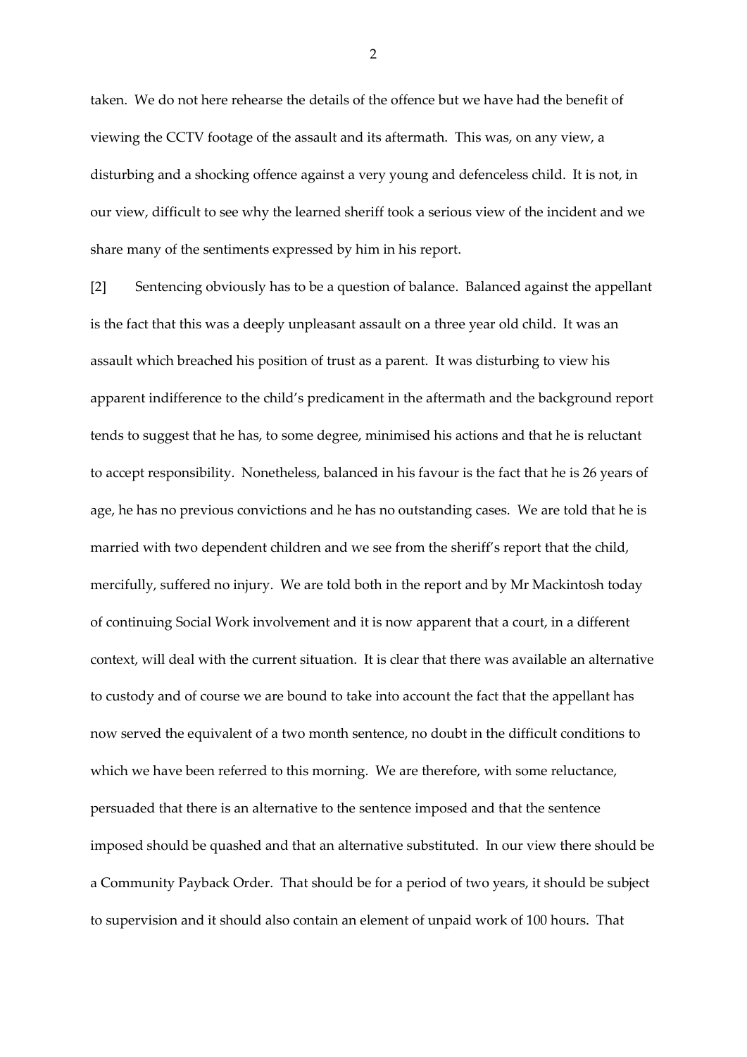taken. We do not here rehearse the details of the offence but we have had the benefit of viewing the CCTV footage of the assault and its aftermath. This was, on any view, a disturbing and a shocking offence against a very young and defenceless child. It is not, in our view, difficult to see why the learned sheriff took a serious view of the incident and we share many of the sentiments expressed by him in his report.

[2] Sentencing obviously has to be a question of balance. Balanced against the appellant is the fact that this was a deeply unpleasant assault on a three year old child. It was an assault which breached his position of trust as a parent. It was disturbing to view his apparent indifference to the child's predicament in the aftermath and the background report tends to suggest that he has, to some degree, minimised his actions and that he is reluctant to accept responsibility. Nonetheless, balanced in his favour is the fact that he is 26 years of age, he has no previous convictions and he has no outstanding cases. We are told that he is married with two dependent children and we see from the sheriff's report that the child, mercifully, suffered no injury. We are told both in the report and by Mr Mackintosh today of continuing Social Work involvement and it is now apparent that a court, in a different context, will deal with the current situation. It is clear that there was available an alternative to custody and of course we are bound to take into account the fact that the appellant has now served the equivalent of a two month sentence, no doubt in the difficult conditions to which we have been referred to this morning. We are therefore, with some reluctance, persuaded that there is an alternative to the sentence imposed and that the sentence imposed should be quashed and that an alternative substituted. In our view there should be a Community Payback Order. That should be for a period of two years, it should be subject to supervision and it should also contain an element of unpaid work of 100 hours. That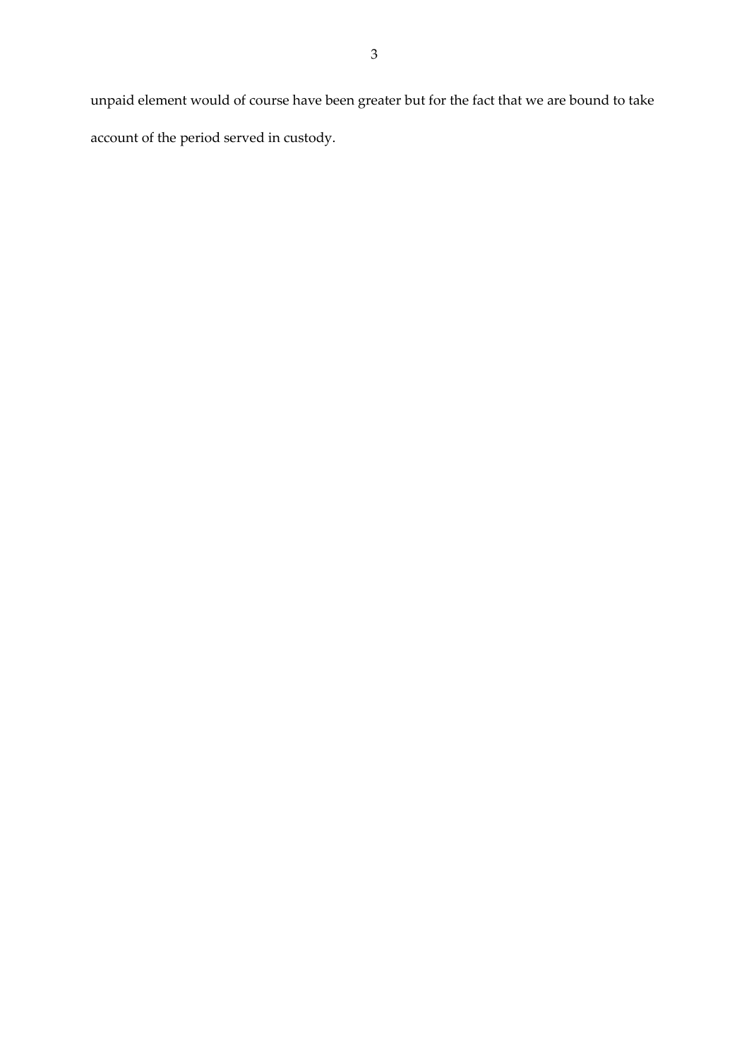unpaid element would of course have been greater but for the fact that we are bound to take account of the period served in custody.